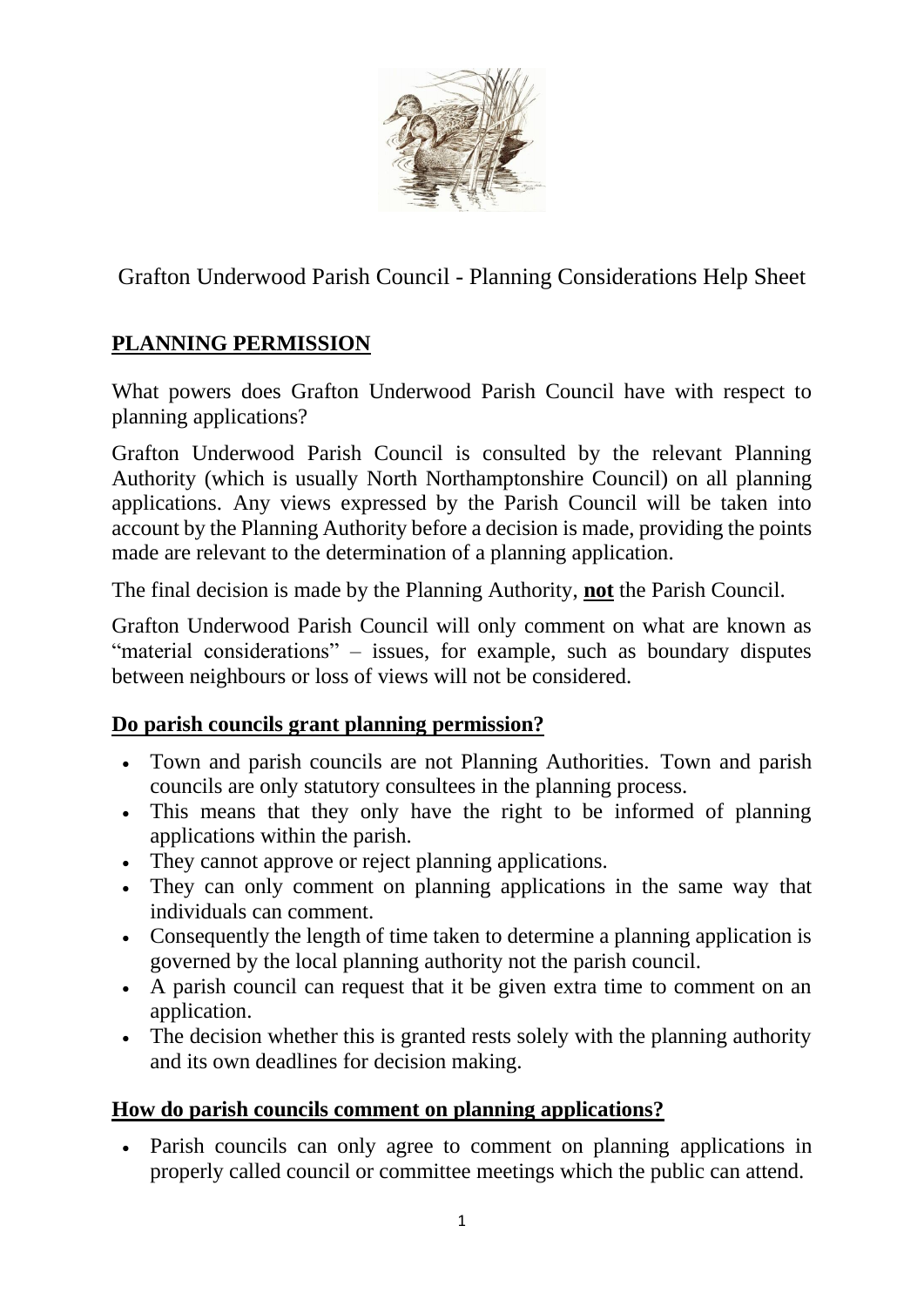Grafton Underwood Parish Council - Planning Considerations Help Sheet

## PLANNING PERMISSION

What powers does Grafton Underwood Parish Council have with respect to planning applications?

Grafton Underwood Parish Council is consulted by the relevant Planning Authority (which is usually North Northamptonshire Council) on all planning applications. Any views expressed by the Parish Council will be taken into account by the Planning Authority before a decision is made, providing the points made are relevant to the determination of a planning application.

The final decision is made by the Planning Authority, **not** the Parish Council.

Grafton Underwood Parish Council will only comment on what are known as "material considerations" – issues, for example, such as boundary disputes between neighbours or loss of views will not be considered.

### Do parish councils grant planning permission?

- Town and parish councils are not Planning Authorities. Town and parish councils are only statutory consultees in the planning process.
- This means that they only have the right to be informed of planning applications within the parish.
- They cannot approve or reject planning applications.
- They can only comment on planning applications in the same way that individuals can comment.
- Consequently the length of time taken to determine a planning application is governed by the local planning authority not the parish council.
- A parish council can request that it be given extra time to comment on an application.
- The decision whether this is granted rests solely with the planning authority and its own deadlines for decision making.

### How do parish councils comment on planning applications?

- Parish councils can only agree to comment on planning applications in properly called council or committee meetings which the public can attend.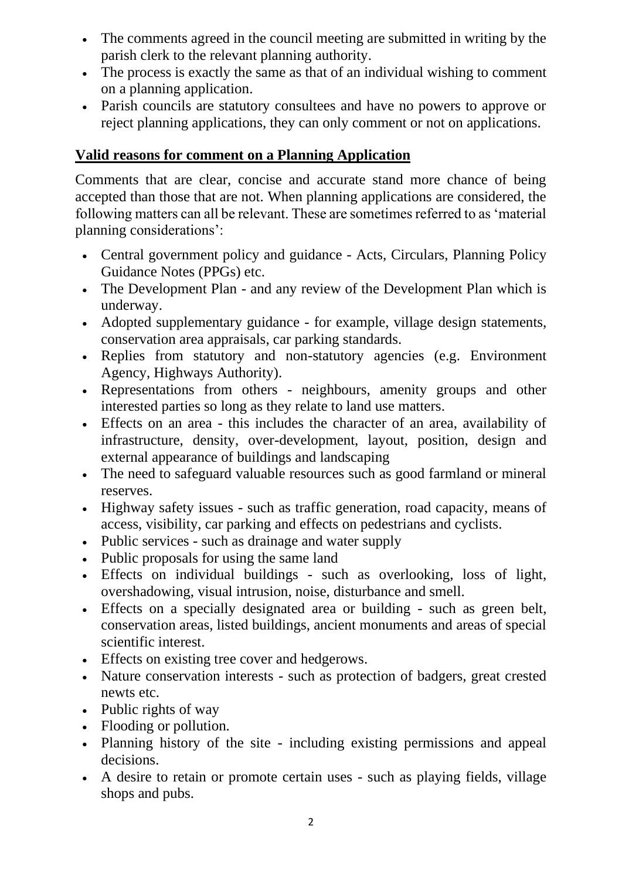- The comments agreed in the council meeting are submitted in writing by the parish clerk to the relevant planning authority.
- The process is exactly the same as that of an individual wishing to comment on a planning application.
- Parish councils are statutory consultees and have no powers to approve or reject planning applications, they can only comment or not on applications.

## Valid reasons for comment on a Planning Application

Comments that are clear, concise and accurate stand more chance of being accepted than those that are not. When planning applications are considered, the following matters can all be relevant. These are sometimes referred to as 'material planning considerations':

- Central government policy and guidance - Acts, Circulars, Planning Policy Guidance Notes (PPGs) etc.
- The Development Plan - and any review of the Development Plan which is underway.
- Adopted supplementary guidance - for example, village design statements, conservation area appraisals, car parking standards.
- Replies from statutory and non-statutory agencies (e.g. Environment Agency, Highways Authority).
- Representations from others - neighbours, amenity groups and other interested parties so long as they relate to land use matters.
- Effects on an area - this includes the character of an area, availability of infrastructure, density, over-development, layout, position, design and external appearance of buildings and landscaping
- The need to safeguard valuable resources such as good farmland or mineral reserves.
- Highway safety issues - such as traffic generation, road capacity, means of access, visibility, car parking and effects on pedestrians and cyclists.
- Public services - such as drainage and water supply
- Public proposals for using the same land
- Effects on individual buildings - such as overlooking, loss of light, overshadowing, visual intrusion, noise, disturbance and smell.
- Effects on a specially designated area or building - such as green belt, conservation areas, listed buildings, ancient monuments and areas of special scientific interest.
- Effects on existing tree cover and hedgerows.
- Nature conservation interests - such as protection of badgers, great crested newts etc.
- Public rights of way
- Flooding or pollution.
- Planning history of the site - including existing permissions and appeal decisions.
- A desire to retain or promote certain uses - such as playing fields, village shops and pubs.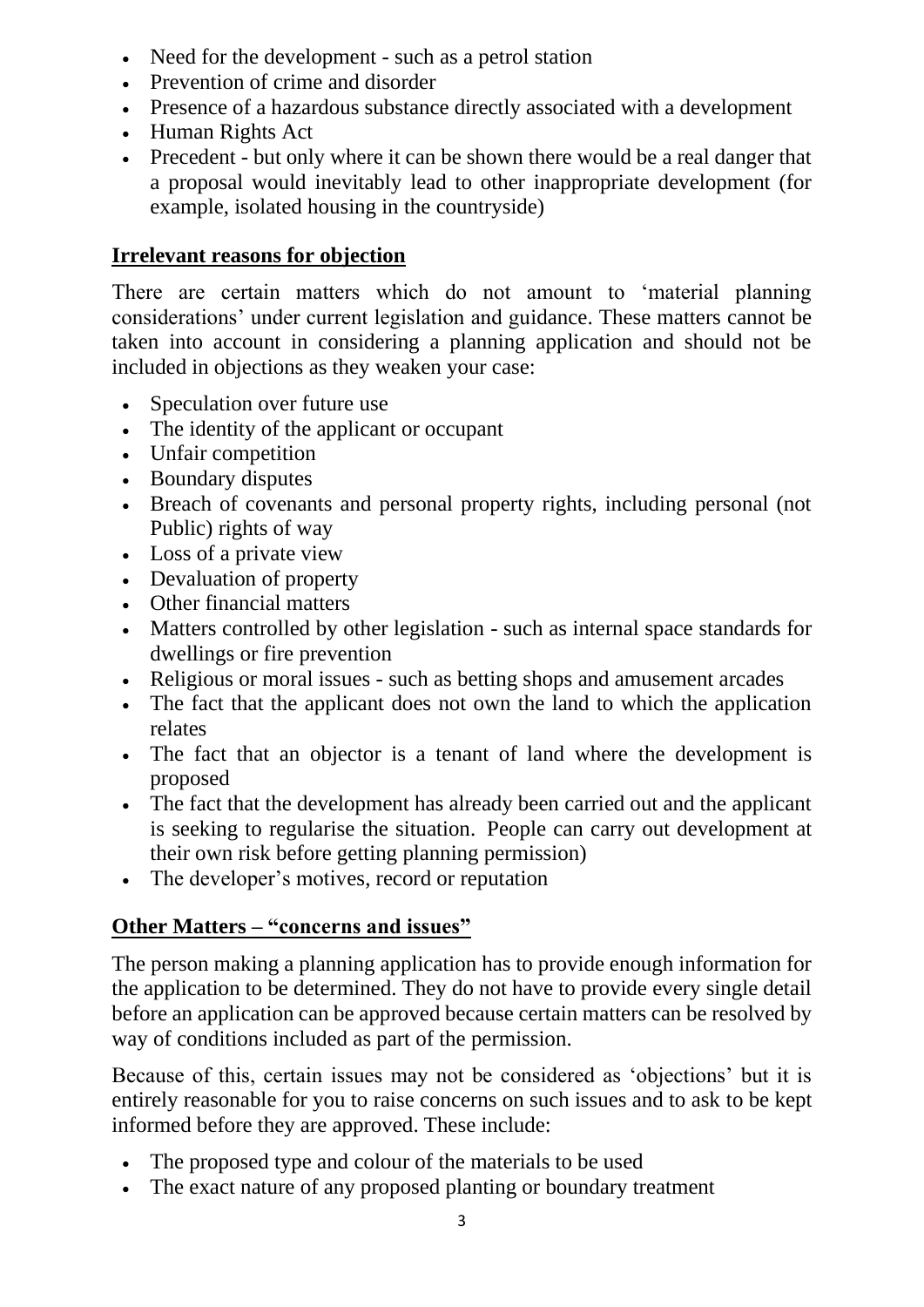- Need for the development - such as a petrol station
- Prevention of crime and disorder
- Presence of a hazardous substance directly associated with a development
- Human Rights Act
- Precedent - but only where it can be shown there would be a real danger that a proposal would inevitably lead to other inappropriate development (for example, isolated housing in the countryside)

## Irrelevant reasons for objection

There are certain matters which do not amount to 'material planning considerations' under current legislation and guidance. These matters cannot be taken into account in considering a planning application and should not be included in objections as they weaken your case:

- Speculation over future use
- The identity of the applicant or occupant
- Unfair competition
- Boundary disputes
- Breach of covenants and personal property rights, including personal (not Public) rights of way
- Loss of a private view
- Devaluation of property
- Other financial matters
- Matters controlled by other legislation - such as internal space standards for dwellings or fire prevention
- Religious or moral issues - such as betting shops and amusement arcades
- The fact that the applicant does not own the land to which the application relates
- The fact that an objector is a tenant of land where the development is proposed
- The fact that the development has already been carried out and the applicant is seeking to regularise the situation. People can carry out development at their own risk before getting planning permission)
- The developer's motives, record or reputation

## Other Matters – "concerns and issues"

The person making a planning application has to provide enough information for the application to be determined. They do not have to provide every single detail before an application can be approved because certain matters can be resolved by way of conditions included as part of the permission.

Because of this, certain issues may not be considered as 'objections' but it is entirely reasonable for you to raise concerns on such issues and to ask to be kept informed before they are approved. These include:

- The proposed type and colour of the materials to be used
- The exact nature of any proposed planting or boundary treatment